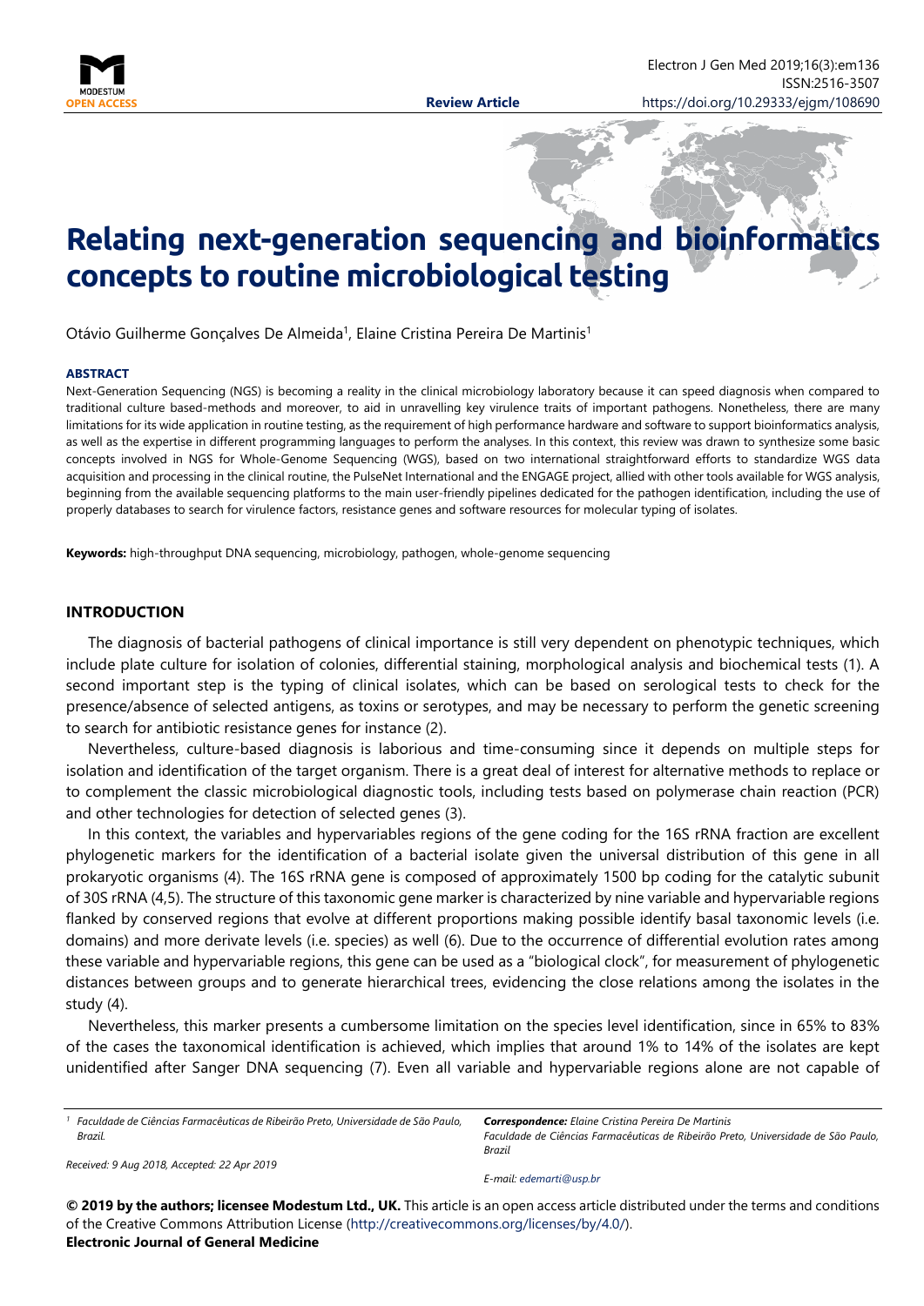# Relating next-generation sequencing and bioinformatics concepts to routine microbiological testing

Otávio Guilherme Gonçalves De Almeida[1], Elaine Cristina Pereira De Martinis[1]

**Review Article**

## ABSTRACT

Next-Generation Sequencing (NGS) is becoming a reality in the clinical microbiology laboratory because it can speed diagnosis when compared to traditional culture based-methods and moreover, to aid in unravelling key virulence traits of important pathogens. Nonetheless, there are many limitations for its wide application in routine testing, as the requirement of high performance hardware and software to support bioinformatics analysis, as well as the expertise in different programming languages to perform the analyses. In this context, this review was drawn to synthesize some basic concepts involved in NGS for Whole-Genome Sequencing (WGS), based on two international straightforward efforts to standardize WGS data acquisition and processing in the clinical routine, the PulseNet International and the ENGAGE project, allied with other tools available for WGS analysis, beginning from the available sequencing platforms to the main user-friendly pipelines dedicated for the pathogen identification, including the use of properly databases to search for virulence factors, resistance genes and software resources for molecular typing of isolates.

**Keywords:** high-throughput DNA sequencing, microbiology, pathogen, whole-genome sequencing

## INTRODUCTION

The diagnosis of bacterial pathogens of clinical importance is still very dependent on phenotypic techniques, which include plate culture for isolation of colonies, differential staining, morphological analysis and biochemical tests (1). A second important step is the typing of clinical isolates, which can be based on serological tests to check for the presence/absence of selected antigens, as toxins or serotypes, and may be necessary to perform the genetic screening to search for antibiotic resistance genes for instance (2).

Nevertheless, culture-based diagnosis is laborious and time-consuming since it depends on multiple steps for isolation and identification of the target organism. There is a great deal of interest for alternative methods to replace or to complement the classic microbiological diagnostic tools, including tests based on polymerase chain reaction (PCR) and other technologies for detection of selected genes (3).

In this context, the variables and hypervariables regions of the gene coding for the 16S rRNA fraction are excellent phylogenetic markers for the identification of a bacterial isolate given the universal distribution of this gene in all prokaryotic organisms (4). The 16S rRNA gene is composed of approximately 1500 bp coding for the catalytic subunit of 30S rRNA (4,5). The structure of this taxonomic gene marker is characterized by nine variable and hypervariable regions flanked by conserved regions that evolve at different proportions making possible identify basal taxonomic levels (i.e. domains) and more derivate levels (i.e. species) as well (6). Due to the occurrence of differential evolution rates among these variable and hypervariable regions, this gene can be used as a "biological clock", for measurement of phylogenetic distances between groups and to generate hierarchical trees, evidencing the close relations among the isolates in the study (4).

Nevertheless, this marker presents a cumbersome limitation on the species level identification, since in 65% to 83% of the cases the taxonomical identification is achieved, which implies that around 1% to 14% of the isolates are kept unidentified after Sanger DNA sequencing (7). Even all variable and hypervariable regions alone are not capable of

[1] Faculdade de Ciências Farmacêuticas de Ribeirão Preto, Universidade de São Paulo, Brazil.

*Received: 9 Aug 2018, Accepted: 22 Apr 2019*

***Correspondence:*** *Elaine Cristina Pereira De Martinis*
*Faculdade de Ciências Farmacêuticas de Ribeirão Preto, Universidade de São Paulo, Brazil*
*E-mail: edemarti@usp.br*

**© 2019 by the authors; licensee Modestum Ltd., UK.** This article is an open access article distributed under the terms and conditions of the Creative Commons Attribution License (http://creativecommons.org/licenses/by/4.0/).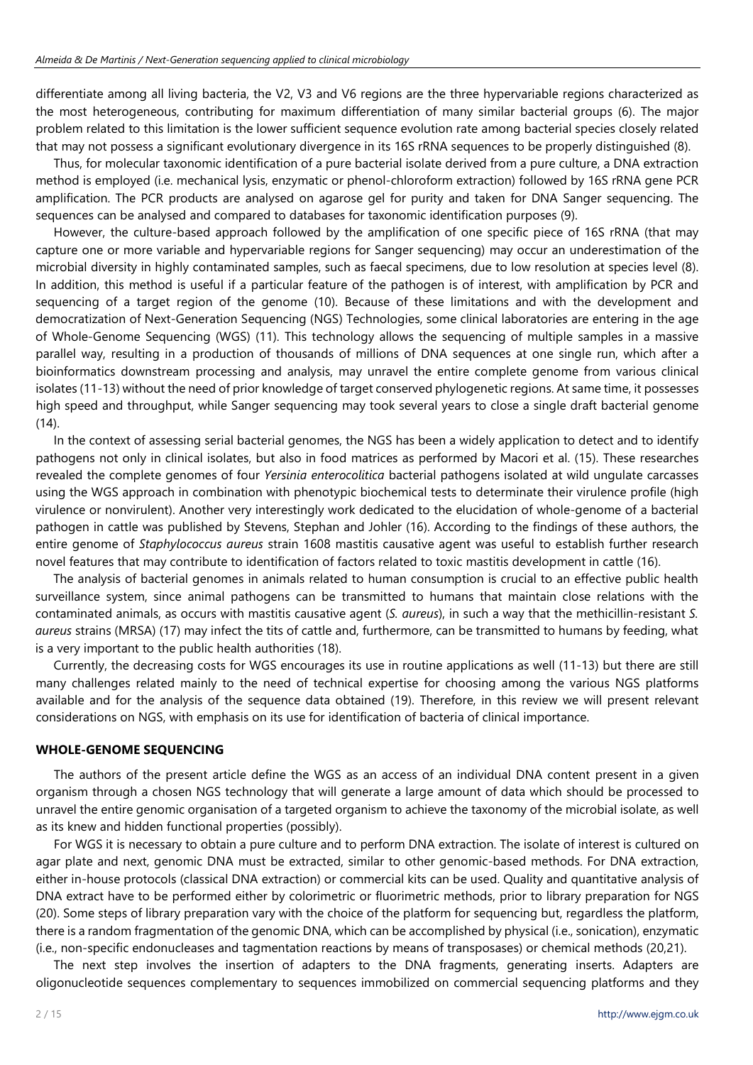differentiate among all living bacteria, the V2, V3 and V6 regions are the three hypervariable regions characterized as the most heterogeneous, contributing for maximum differentiation of many similar bacterial groups (6). The major problem related to this limitation is the lower sufficient sequence evolution rate among bacterial species closely related that may not possess a significant evolutionary divergence in its 16S rRNA sequences to be properly distinguished (8).

Thus, for molecular taxonomic identification of a pure bacterial isolate derived from a pure culture, a DNA extraction method is employed (i.e. mechanical lysis, enzymatic or phenol-chloroform extraction) followed by 16S rRNA gene PCR amplification. The PCR products are analysed on agarose gel for purity and taken for DNA Sanger sequencing. The sequences can be analysed and compared to databases for taxonomic identification purposes (9).

However, the culture-based approach followed by the amplification of one specific piece of 16S rRNA (that may capture one or more variable and hypervariable regions for Sanger sequencing) may occur an underestimation of the microbial diversity in highly contaminated samples, such as faecal specimens, due to low resolution at species level (8). In addition, this method is useful if a particular feature of the pathogen is of interest, with amplification by PCR and sequencing of a target region of the genome (10). Because of these limitations and with the development and democratization of Next-Generation Sequencing (NGS) Technologies, some clinical laboratories are entering in the age of Whole-Genome Sequencing (WGS) (11). This technology allows the sequencing of multiple samples in a massive parallel way, resulting in a production of thousands of millions of DNA sequences at one single run, which after a bioinformatics downstream processing and analysis, may unravel the entire complete genome from various clinical isolates (11-13) without the need of prior knowledge of target conserved phylogenetic regions. At same time, it possesses high speed and throughput, while Sanger sequencing may took several years to close a single draft bacterial genome (14).

In the context of assessing serial bacterial genomes, the NGS has been a widely application to detect and to identify pathogens not only in clinical isolates, but also in food matrices as performed by Macori et al. (15). These researches revealed the complete genomes of four *Yersinia enterocolitica* bacterial pathogens isolated at wild ungulate carcasses using the WGS approach in combination with phenotypic biochemical tests to determinate their virulence profile (high virulence or nonvirulent). Another very interestingly work dedicated to the elucidation of whole-genome of a bacterial pathogen in cattle was published by Stevens, Stephan and Johler (16). According to the findings of these authors, the entire genome of *Staphylococcus aureus* strain 1608 mastitis causative agent was useful to establish further research novel features that may contribute to identification of factors related to toxic mastitis development in cattle (16).

The analysis of bacterial genomes in animals related to human consumption is crucial to an effective public health surveillance system, since animal pathogens can be transmitted to humans that maintain close relations with the contaminated animals, as occurs with mastitis causative agent (*S. aureus*), in such a way that the methicillin-resistant *S. aureus* strains (MRSA) (17) may infect the tits of cattle and, furthermore, can be transmitted to humans by feeding, what is a very important to the public health authorities (18).

Currently, the decreasing costs for WGS encourages its use in routine applications as well (11-13) but there are still many challenges related mainly to the need of technical expertise for choosing among the various NGS platforms available and for the analysis of the sequence data obtained (19). Therefore, in this review we will present relevant considerations on NGS, with emphasis on its use for identification of bacteria of clinical importance.

## WHOLE-GENOME SEQUENCING

The authors of the present article define the WGS as an access of an individual DNA content present in a given organism through a chosen NGS technology that will generate a large amount of data which should be processed to unravel the entire genomic organisation of a targeted organism to achieve the taxonomy of the microbial isolate, as well as its knew and hidden functional properties (possibly).

For WGS it is necessary to obtain a pure culture and to perform DNA extraction. The isolate of interest is cultured on agar plate and next, genomic DNA must be extracted, similar to other genomic-based methods. For DNA extraction, either in-house protocols (classical DNA extraction) or commercial kits can be used. Quality and quantitative analysis of DNA extract have to be performed either by colorimetric or fluorimetric methods, prior to library preparation for NGS (20). Some steps of library preparation vary with the choice of the platform for sequencing but, regardless the platform, there is a random fragmentation of the genomic DNA, which can be accomplished by physical (i.e., sonication), enzymatic (i.e., non-specific endonucleases and tagmentation reactions by means of transposases) or chemical methods (20,21).

The next step involves the insertion of adapters to the DNA fragments, generating inserts. Adapters are oligonucleotide sequences complementary to sequences immobilized on commercial sequencing platforms and they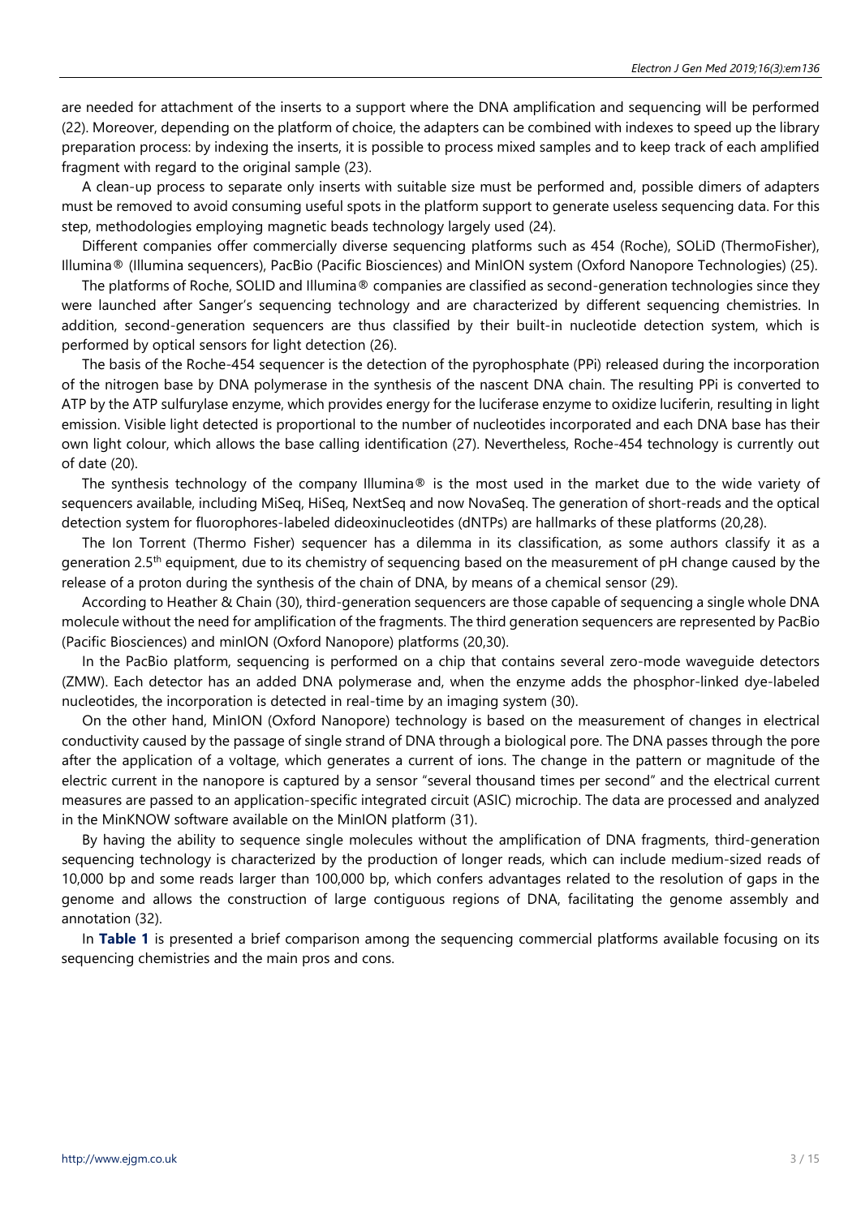are needed for attachment of the inserts to a support where the DNA amplification and sequencing will be performed (22). Moreover, depending on the platform of choice, the adapters can be combined with indexes to speed up the library preparation process: by indexing the inserts, it is possible to process mixed samples and to keep track of each amplified fragment with regard to the original sample (23).

A clean-up process to separate only inserts with suitable size must be performed and, possible dimers of adapters must be removed to avoid consuming useful spots in the platform support to generate useless sequencing data. For this step, methodologies employing magnetic beads technology largely used (24).

Different companies offer commercially diverse sequencing platforms such as 454 (Roche), SOLiD (ThermoFisher), Illumina® (Illumina sequencers), PacBio (Pacific Biosciences) and MinION system (Oxford Nanopore Technologies) (25).

The platforms of Roche, SOLID and Illumina® companies are classified as second-generation technologies since they were launched after Sanger's sequencing technology and are characterized by different sequencing chemistries. In addition, second-generation sequencers are thus classified by their built-in nucleotide detection system, which is performed by optical sensors for light detection (26).

The basis of the Roche-454 sequencer is the detection of the pyrophosphate (PPi) released during the incorporation of the nitrogen base by DNA polymerase in the synthesis of the nascent DNA chain. The resulting PPi is converted to ATP by the ATP sulfurylase enzyme, which provides energy for the luciferase enzyme to oxidize luciferin, resulting in light emission. Visible light detected is proportional to the number of nucleotides incorporated and each DNA base has their own light colour, which allows the base calling identification (27). Nevertheless, Roche-454 technology is currently out of date (20).

The synthesis technology of the company Illumina® is the most used in the market due to the wide variety of sequencers available, including MiSeq, HiSeq, NextSeq and now NovaSeq. The generation of short-reads and the optical detection system for fluorophores-labeled dideoxinucleotides (dNTPs) are hallmarks of these platforms (20,28).

The Ion Torrent (Thermo Fisher) sequencer has a dilemma in its classification, as some authors classify it as a generation 2.5$^{th}$ equipment, due to its chemistry of sequencing based on the measurement of pH change caused by the release of a proton during the synthesis of the chain of DNA, by means of a chemical sensor (29).

According to Heather & Chain (30), third-generation sequencers are those capable of sequencing a single whole DNA molecule without the need for amplification of the fragments. The third generation sequencers are represented by PacBio (Pacific Biosciences) and minION (Oxford Nanopore) platforms (20,30).

In the PacBio platform, sequencing is performed on a chip that contains several zero-mode waveguide detectors (ZMW). Each detector has an added DNA polymerase and, when the enzyme adds the phosphor-linked dye-labeled nucleotides, the incorporation is detected in real-time by an imaging system (30).

On the other hand, MinION (Oxford Nanopore) technology is based on the measurement of changes in electrical conductivity caused by the passage of single strand of DNA through a biological pore. The DNA passes through the pore after the application of a voltage, which generates a current of ions. The change in the pattern or magnitude of the electric current in the nanopore is captured by a sensor "several thousand times per second" and the electrical current measures are passed to an application-specific integrated circuit (ASIC) microchip. The data are processed and analyzed in the MinKNOW software available on the MinION platform (31).

By having the ability to sequence single molecules without the amplification of DNA fragments, third-generation sequencing technology is characterized by the production of longer reads, which can include medium-sized reads of 10,000 bp and some reads larger than 100,000 bp, which confers advantages related to the resolution of gaps in the genome and allows the construction of large contiguous regions of DNA, facilitating the genome assembly and annotation (32).

In **Table 1** is presented a brief comparison among the sequencing commercial platforms available focusing on its sequencing chemistries and the main pros and cons.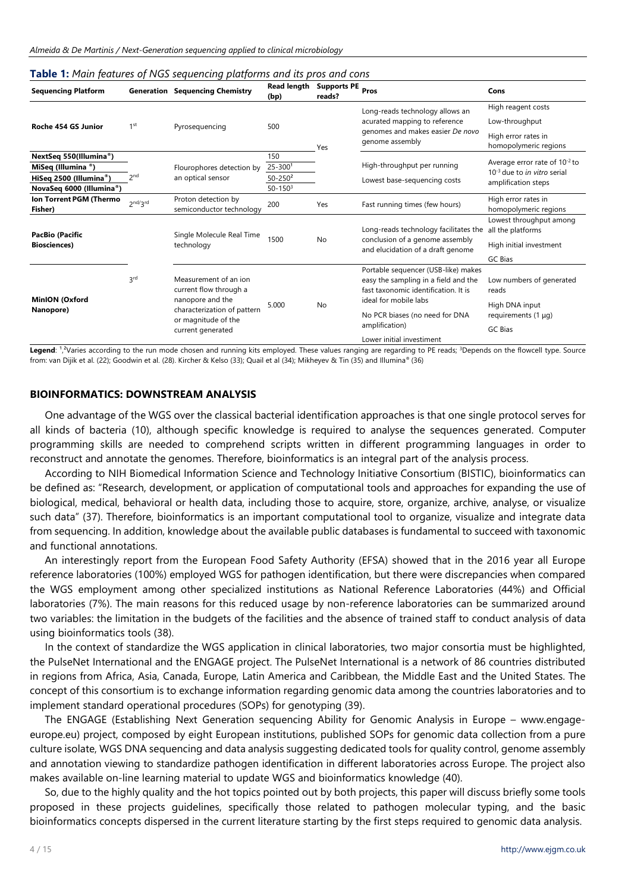**Table 1:** *Main features of NGS sequencing platforms and its pros and cons*

| Sequencing Platform | Generation | Sequencing Chemistry | Read length (bp) | Supports PE reads? | Pros | Cons |
|---|---|---|---|---|---|---|
| Roche 454 GS Junior | 1st | Pyrosequencing | 500 | Yes | Long-reads technology allows an acurated mapping to reference genomes and makes easier *De novo* genome assembly | High reagent costs; Low-throughput; High error rates in homopolymeric regions |
| NextSeq 550(Illumina®) | 2nd | Flourophores detection by an optical sensor | 150 | Yes | High-throughput per running; Lowest base-sequencing costs | Average error rate of $10^{-2}$ to $10^{-3}$ due to *in vitro* serial amplification steps |
| MiSeq (Illumina ®) | | | 25-300[1] | | | |
| HiSeq 2500 (Illumina®) | | | 50-250[2] | | | |
| NovaSeq 6000 (Illumina®) | | | 50-150[3] | | | |
| Ion Torrent PGM (Thermo Fisher) | 2nd/3rd | Proton detection by semiconductor technology | 200 | Yes | Fast running times (few hours) | High error rates in homopolymeric regions |
| PacBio (Pacific Biosciences) | 3rd | Single Molecule Real Time technology | 1500 | No | Long-reads technology facilitates the conclusion of a genome assembly and elucidation of a draft genome | Lowest throughput among all the platforms; High initial investment; GC Bias |
| MinION (Oxford Nanopore) | | Measurement of an ion current flow through a nanopore and the characterization of pattern or magnitude of the current generated | 5.000 | No | Portable sequencer (USB-like) makes easy the sampling in a field and the fast taxonomic identification. It is ideal for mobile labs; No PCR biases (no need for DNA amplification); Lower initial investment | Low numbers of generated reads; High DNA input requirements (1 µg); GC Bias |

**Legend**: [1],[2]Varies according to the run mode chosen and running kits employed. These values ranging are regarding to PE reads; [3]Depends on the flowcell type. Source from: van Dijik et al. (22); Goodwin et al. (28). Kircher & Kelso (33); Quail et al (34); Mikheyev & Tin (35) and Illumina® (36)

## BIOINFORMATICS: DOWNSTREAM ANALYSIS

One advantage of the WGS over the classical bacterial identification approaches is that one single protocol serves for all kinds of bacteria (10), although specific knowledge is required to analyse the sequences generated. Computer programming skills are needed to comprehend scripts written in different programming languages in order to reconstruct and annotate the genomes. Therefore, bioinformatics is an integral part of the analysis process.

According to NIH Biomedical Information Science and Technology Initiative Consortium (BISTIC), bioinformatics can be defined as: "Research, development, or application of computational tools and approaches for expanding the use of biological, medical, behavioral or health data, including those to acquire, store, organize, archive, analyse, or visualize such data" (37). Therefore, bioinformatics is an important computational tool to organize, visualize and integrate data from sequencing. In addition, knowledge about the available public databases is fundamental to succeed with taxonomic and functional annotations.

An interestingly report from the European Food Safety Authority (EFSA) showed that in the 2016 year all Europe reference laboratories (100%) employed WGS for pathogen identification, but there were discrepancies when compared the WGS employment among other specialized institutions as National Reference Laboratories (44%) and Official laboratories (7%). The main reasons for this reduced usage by non-reference laboratories can be summarized around two variables: the limitation in the budgets of the facilities and the absence of trained staff to conduct analysis of data using bioinformatics tools (38).

In the context of standardize the WGS application in clinical laboratories, two major consortia must be highlighted, the PulseNet International and the ENGAGE project. The PulseNet International is a network of 86 countries distributed in regions from Africa, Asia, Canada, Europe, Latin America and Caribbean, the Middle East and the United States. The concept of this consortium is to exchange information regarding genomic data among the countries laboratories and to implement standard operational procedures (SOPs) for genotyping (39).

The ENGAGE (Establishing Next Generation sequencing Ability for Genomic Analysis in Europe – www.engage-europe.eu) project, composed by eight European institutions, published SOPs for genomic data collection from a pure culture isolate, WGS DNA sequencing and data analysis suggesting dedicated tools for quality control, genome assembly and annotation viewing to standardize pathogen identification in different laboratories across Europe. The project also makes available on-line learning material to update WGS and bioinformatics knowledge (40).

So, due to the highly quality and the hot topics pointed out by both projects, this paper will discuss briefly some tools proposed in these projects guidelines, specifically those related to pathogen molecular typing, and the basic bioinformatics concepts dispersed in the current literature starting by the first steps required to genomic data analysis.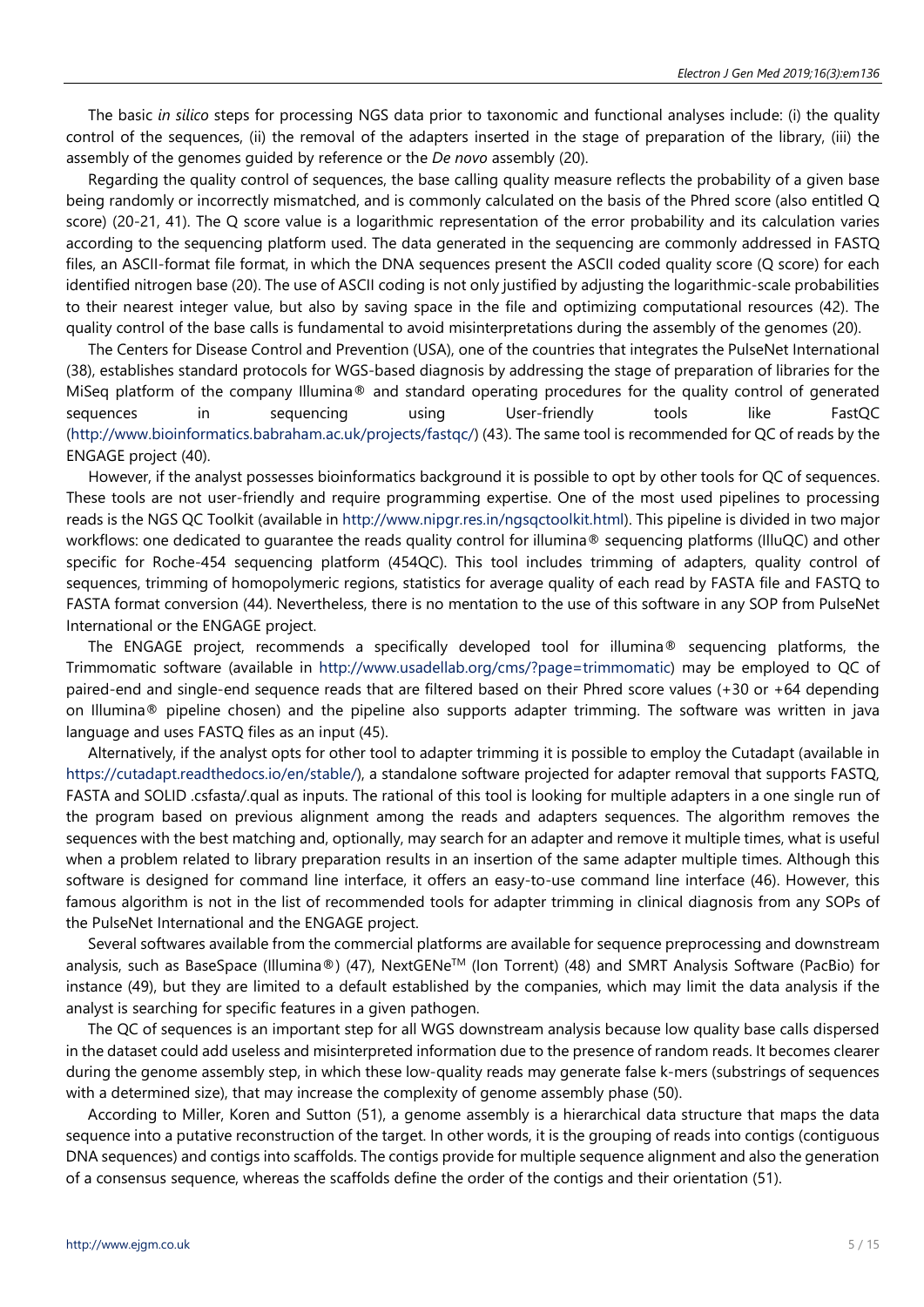The basic *in silico* steps for processing NGS data prior to taxonomic and functional analyses include: (i) the quality control of the sequences, (ii) the removal of the adapters inserted in the stage of preparation of the library, (iii) the assembly of the genomes guided by reference or the *De novo* assembly (20).

Regarding the quality control of sequences, the base calling quality measure reflects the probability of a given base being randomly or incorrectly mismatched, and is commonly calculated on the basis of the Phred score (also entitled Q score) (20-21, 41). The Q score value is a logarithmic representation of the error probability and its calculation varies according to the sequencing platform used. The data generated in the sequencing are commonly addressed in FASTQ files, an ASCII-format file format, in which the DNA sequences present the ASCII coded quality score (Q score) for each identified nitrogen base (20). The use of ASCII coding is not only justified by adjusting the logarithmic-scale probabilities to their nearest integer value, but also by saving space in the file and optimizing computational resources (42). The quality control of the base calls is fundamental to avoid misinterpretations during the assembly of the genomes (20).

The Centers for Disease Control and Prevention (USA), one of the countries that integrates the PulseNet International (38), establishes standard protocols for WGS-based diagnosis by addressing the stage of preparation of libraries for the MiSeq platform of the company Illumina® and standard operating procedures for the quality control of generated sequences in sequencing using User-friendly tools like FastQC (http://www.bioinformatics.babraham.ac.uk/projects/fastqc/) (43). The same tool is recommended for QC of reads by the ENGAGE project (40).

However, if the analyst possesses bioinformatics background it is possible to opt by other tools for QC of sequences. These tools are not user-friendly and require programming expertise. One of the most used pipelines to processing reads is the NGS QC Toolkit (available in http://www.nipgr.res.in/ngsqctoolkit.html). This pipeline is divided in two major workflows: one dedicated to guarantee the reads quality control for illumina® sequencing platforms (IlluQC) and other specific for Roche-454 sequencing platform (454QC). This tool includes trimming of adapters, quality control of sequences, trimming of homopolymeric regions, statistics for average quality of each read by FASTA file and FASTQ to FASTA format conversion (44). Nevertheless, there is no mentation to the use of this software in any SOP from PulseNet International or the ENGAGE project.

The ENGAGE project, recommends a specifically developed tool for illumina® sequencing platforms, the Trimmomatic software (available in http://www.usadellab.org/cms/?page=trimmomatic) may be employed to QC of paired-end and single-end sequence reads that are filtered based on their Phred score values (+30 or +64 depending on Illumina® pipeline chosen) and the pipeline also supports adapter trimming. The software was written in java language and uses FASTQ files as an input (45).

Alternatively, if the analyst opts for other tool to adapter trimming it is possible to employ the Cutadapt (available in https://cutadapt.readthedocs.io/en/stable/), a standalone software projected for adapter removal that supports FASTQ, FASTA and SOLID .csfasta/.qual as inputs. The rational of this tool is looking for multiple adapters in a one single run of the program based on previous alignment among the reads and adapters sequences. The algorithm removes the sequences with the best matching and, optionally, may search for an adapter and remove it multiple times, what is useful when a problem related to library preparation results in an insertion of the same adapter multiple times. Although this software is designed for command line interface, it offers an easy-to-use command line interface (46). However, this famous algorithm is not in the list of recommended tools for adapter trimming in clinical diagnosis from any SOPs of the PulseNet International and the ENGAGE project.

Several softwares available from the commercial platforms are available for sequence preprocessing and downstream analysis, such as BaseSpace (Illumina®) (47), NextGENe™ (Ion Torrent) (48) and SMRT Analysis Software (PacBio) for instance (49), but they are limited to a default established by the companies, which may limit the data analysis if the analyst is searching for specific features in a given pathogen.

The QC of sequences is an important step for all WGS downstream analysis because low quality base calls dispersed in the dataset could add useless and misinterpreted information due to the presence of random reads. It becomes clearer during the genome assembly step, in which these low-quality reads may generate false k-mers (substrings of sequences with a determined size), that may increase the complexity of genome assembly phase (50).

According to Miller, Koren and Sutton (51), a genome assembly is a hierarchical data structure that maps the data sequence into a putative reconstruction of the target. In other words, it is the grouping of reads into contigs (contiguous DNA sequences) and contigs into scaffolds. The contigs provide for multiple sequence alignment and also the generation of a consensus sequence, whereas the scaffolds define the order of the contigs and their orientation (51).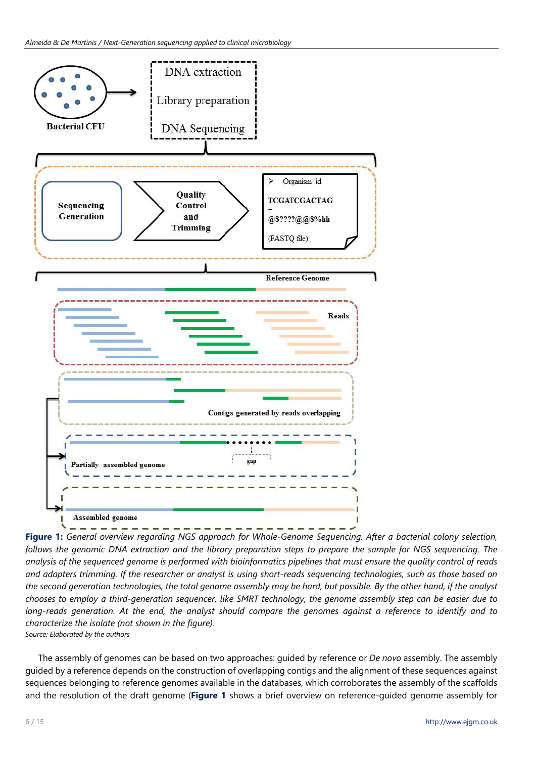**Figure 1:** *General overview regarding NGS approach for Whole-Genome Sequencing. After a bacterial colony selection, follows the genomic DNA extraction and the library preparation steps to prepare the sample for NGS sequencing. The analysis of the sequenced genome is performed with bioinformatics pipelines that must ensure the quality control of reads and adapters trimming. If the researcher or analyst is using short-reads sequencing technologies, such as those based on the second generation technologies, the total genome assembly may be hard, but possible. By the other hand, if the analyst chooses to employ a third-generation sequencer, like SMRT technology, the genome assembly step can be easier due to long-reads generation. At the end, the analyst should compare the genomes against a reference to identify and to characterize the isolate (not shown in the figure).*

*Source: Elaborated by the authors*

The assembly of genomes can be based on two approaches: guided by reference or *De novo* assembly. The assembly guided by a reference depends on the construction of overlapping contigs and the alignment of these sequences against sequences belonging to reference genomes available in the databases, which corroborates the assembly of the scaffolds and the resolution of the draft genome (**Figure 1** shows a brief overview on reference-guided genome assembly for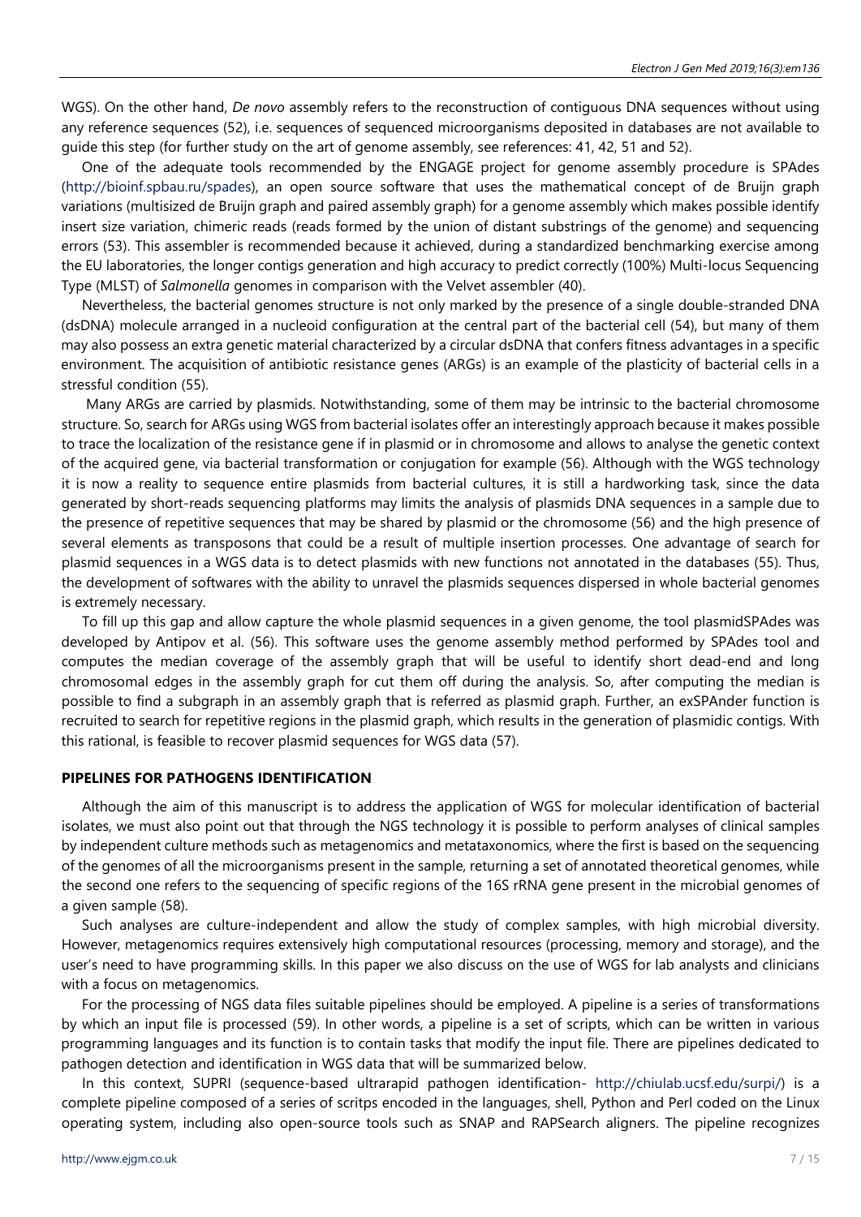WGS). On the other hand, *De novo* assembly refers to the reconstruction of contiguous DNA sequences without using any reference sequences (52), i.e. sequences of sequenced microorganisms deposited in databases are not available to guide this step (for further study on the art of genome assembly, see references: 41, 42, 51 and 52).

One of the adequate tools recommended by the ENGAGE project for genome assembly procedure is SPAdes (http://bioinf.spbau.ru/spades), an open source software that uses the mathematical concept of de Bruijn graph variations (multisized de Bruijn graph and paired assembly graph) for a genome assembly which makes possible identify insert size variation, chimeric reads (reads formed by the union of distant substrings of the genome) and sequencing errors (53). This assembler is recommended because it achieved, during a standardized benchmarking exercise among the EU laboratories, the longer contigs generation and high accuracy to predict correctly (100%) Multi-locus Sequencing Type (MLST) of *Salmonella* genomes in comparison with the Velvet assembler (40).

Nevertheless, the bacterial genomes structure is not only marked by the presence of a single double-stranded DNA (dsDNA) molecule arranged in a nucleoid configuration at the central part of the bacterial cell (54), but many of them may also possess an extra genetic material characterized by a circular dsDNA that confers fitness advantages in a specific environment. The acquisition of antibiotic resistance genes (ARGs) is an example of the plasticity of bacterial cells in a stressful condition (55).

Many ARGs are carried by plasmids. Notwithstanding, some of them may be intrinsic to the bacterial chromosome structure. So, search for ARGs using WGS from bacterial isolates offer an interestingly approach because it makes possible to trace the localization of the resistance gene if in plasmid or in chromosome and allows to analyse the genetic context of the acquired gene, via bacterial transformation or conjugation for example (56). Although with the WGS technology it is now a reality to sequence entire plasmids from bacterial cultures, it is still a hardworking task, since the data generated by short-reads sequencing platforms may limits the analysis of plasmids DNA sequences in a sample due to the presence of repetitive sequences that may be shared by plasmid or the chromosome (56) and the high presence of several elements as transposons that could be a result of multiple insertion processes. One advantage of search for plasmid sequences in a WGS data is to detect plasmids with new functions not annotated in the databases (55). Thus, the development of softwares with the ability to unravel the plasmids sequences dispersed in whole bacterial genomes is extremely necessary.

To fill up this gap and allow capture the whole plasmid sequences in a given genome, the tool plasmidSPAdes was developed by Antipov et al. (56). This software uses the genome assembly method performed by SPAdes tool and computes the median coverage of the assembly graph that will be useful to identify short dead-end and long chromosomal edges in the assembly graph for cut them off during the analysis. So, after computing the median is possible to find a subgraph in an assembly graph that is referred as plasmid graph. Further, an exSPAnder function is recruited to search for repetitive regions in the plasmid graph, which results in the generation of plasmidic contigs. With this rational, is feasible to recover plasmid sequences for WGS data (57).

## PIPELINES FOR PATHOGENS IDENTIFICATION

Although the aim of this manuscript is to address the application of WGS for molecular identification of bacterial isolates, we must also point out that through the NGS technology it is possible to perform analyses of clinical samples by independent culture methods such as metagenomics and metataxonomics, where the first is based on the sequencing of the genomes of all the microorganisms present in the sample, returning a set of annotated theoretical genomes, while the second one refers to the sequencing of specific regions of the 16S rRNA gene present in the microbial genomes of a given sample (58).

Such analyses are culture-independent and allow the study of complex samples, with high microbial diversity. However, metagenomics requires extensively high computational resources (processing, memory and storage), and the user's need to have programming skills. In this paper we also discuss on the use of WGS for lab analysts and clinicians with a focus on metagenomics.

For the processing of NGS data files suitable pipelines should be employed. A pipeline is a series of transformations by which an input file is processed (59). In other words, a pipeline is a set of scripts, which can be written in various programming languages and its function is to contain tasks that modify the input file. There are pipelines dedicated to pathogen detection and identification in WGS data that will be summarized below.

In this context, SUPRI (sequence-based ultrarapid pathogen identification- http://chiulab.ucsf.edu/surpi/) is a complete pipeline composed of a series of scritps encoded in the languages, shell, Python and Perl coded on the Linux operating system, including also open-source tools such as SNAP and RAPSearch aligners. The pipeline recognizes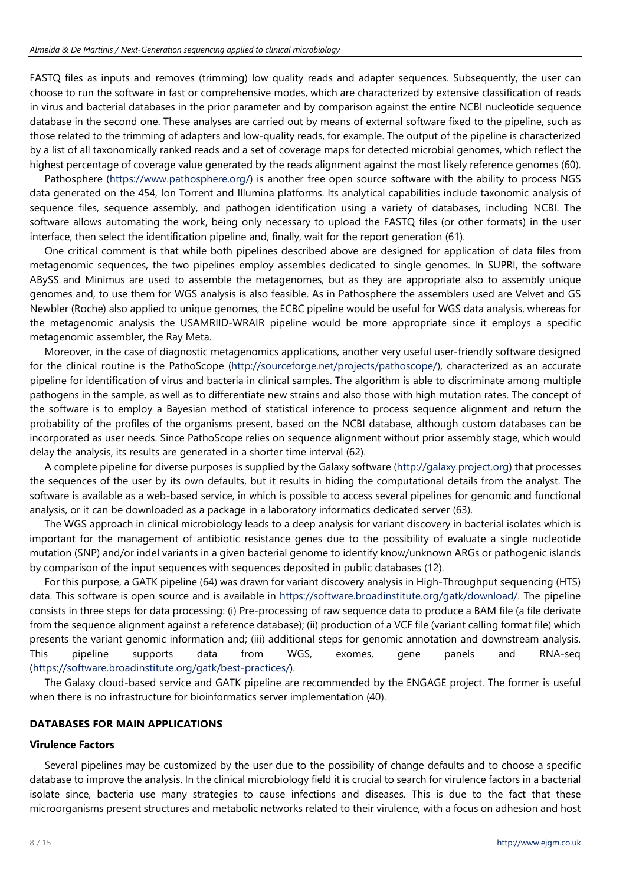FASTQ files as inputs and removes (trimming) low quality reads and adapter sequences. Subsequently, the user can choose to run the software in fast or comprehensive modes, which are characterized by extensive classification of reads in virus and bacterial databases in the prior parameter and by comparison against the entire NCBI nucleotide sequence database in the second one. These analyses are carried out by means of external software fixed to the pipeline, such as those related to the trimming of adapters and low-quality reads, for example. The output of the pipeline is characterized by a list of all taxonomically ranked reads and a set of coverage maps for detected microbial genomes, which reflect the highest percentage of coverage value generated by the reads alignment against the most likely reference genomes (60).

Pathosphere (https://www.pathosphere.org/) is another free open source software with the ability to process NGS data generated on the 454, Ion Torrent and Illumina platforms. Its analytical capabilities include taxonomic analysis of sequence files, sequence assembly, and pathogen identification using a variety of databases, including NCBI. The software allows automating the work, being only necessary to upload the FASTQ files (or other formats) in the user interface, then select the identification pipeline and, finally, wait for the report generation (61).

One critical comment is that while both pipelines described above are designed for application of data files from metagenomic sequences, the two pipelines employ assembles dedicated to single genomes. In SUPRI, the software ABySS and Minimus are used to assemble the metagenomes, but as they are appropriate also to assembly unique genomes and, to use them for WGS analysis is also feasible. As in Pathosphere the assemblers used are Velvet and GS Newbler (Roche) also applied to unique genomes, the ECBC pipeline would be useful for WGS data analysis, whereas for the metagenomic analysis the USAMRIID-WRAIR pipeline would be more appropriate since it employs a specific metagenomic assembler, the Ray Meta.

Moreover, in the case of diagnostic metagenomics applications, another very useful user-friendly software designed for the clinical routine is the PathoScope (http://sourceforge.net/projects/pathoscope/), characterized as an accurate pipeline for identification of virus and bacteria in clinical samples. The algorithm is able to discriminate among multiple pathogens in the sample, as well as to differentiate new strains and also those with high mutation rates. The concept of the software is to employ a Bayesian method of statistical inference to process sequence alignment and return the probability of the profiles of the organisms present, based on the NCBI database, although custom databases can be incorporated as user needs. Since PathoScope relies on sequence alignment without prior assembly stage, which would delay the analysis, its results are generated in a shorter time interval (62).

A complete pipeline for diverse purposes is supplied by the Galaxy software (http://galaxy.project.org) that processes the sequences of the user by its own defaults, but it results in hiding the computational details from the analyst. The software is available as a web-based service, in which is possible to access several pipelines for genomic and functional analysis, or it can be downloaded as a package in a laboratory informatics dedicated server (63).

The WGS approach in clinical microbiology leads to a deep analysis for variant discovery in bacterial isolates which is important for the management of antibiotic resistance genes due to the possibility of evaluate a single nucleotide mutation (SNP) and/or indel variants in a given bacterial genome to identify know/unknown ARGs or pathogenic islands by comparison of the input sequences with sequences deposited in public databases (12).

For this purpose, a GATK pipeline (64) was drawn for variant discovery analysis in High-Throughput sequencing (HTS) data. This software is open source and is available in https://software.broadinstitute.org/gatk/download/. The pipeline consists in three steps for data processing: (i) Pre-processing of raw sequence data to produce a BAM file (a file derivate from the sequence alignment against a reference database); (ii) production of a VCF file (variant calling format file) which presents the variant genomic information and; (iii) additional steps for genomic annotation and downstream analysis. This pipeline supports data from WGS, exomes, gene panels and RNA-seq (https://software.broadinstitute.org/gatk/best-practices/).

The Galaxy cloud-based service and GATK pipeline are recommended by the ENGAGE project. The former is useful when there is no infrastructure for bioinformatics server implementation (40).

## DATABASES FOR MAIN APPLICATIONS

### Virulence Factors

Several pipelines may be customized by the user due to the possibility of change defaults and to choose a specific database to improve the analysis. In the clinical microbiology field it is crucial to search for virulence factors in a bacterial isolate since, bacteria use many strategies to cause infections and diseases. This is due to the fact that these microorganisms present structures and metabolic networks related to their virulence, with a focus on adhesion and host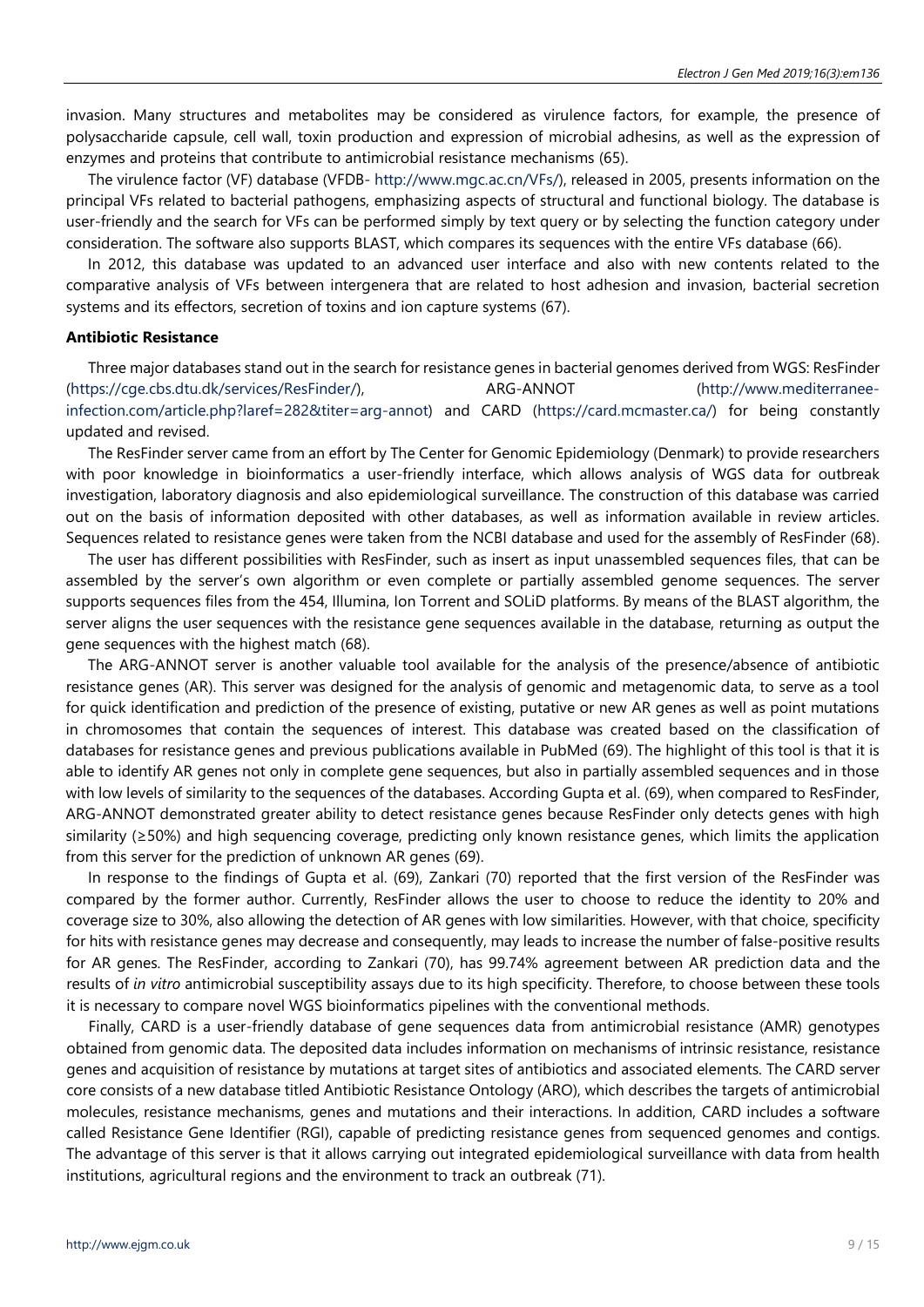invasion. Many structures and metabolites may be considered as virulence factors, for example, the presence of polysaccharide capsule, cell wall, toxin production and expression of microbial adhesins, as well as the expression of enzymes and proteins that contribute to antimicrobial resistance mechanisms (65).

The virulence factor (VF) database (VFDB- http://www.mgc.ac.cn/VFs/), released in 2005, presents information on the principal VFs related to bacterial pathogens, emphasizing aspects of structural and functional biology. The database is user-friendly and the search for VFs can be performed simply by text query or by selecting the function category under consideration. The software also supports BLAST, which compares its sequences with the entire VFs database (66).

In 2012, this database was updated to an advanced user interface and also with new contents related to the comparative analysis of VFs between intergenera that are related to host adhesion and invasion, bacterial secretion systems and its effectors, secretion of toxins and ion capture systems (67).

**Antibiotic Resistance**

Three major databases stand out in the search for resistance genes in bacterial genomes derived from WGS: ResFinder (https://cge.cbs.dtu.dk/services/ResFinder/), ARG-ANNOT (http://www.mediterranee-infection.com/article.php?laref=282&titer=arg-annot) and CARD (https://card.mcmaster.ca/) for being constantly updated and revised.

The ResFinder server came from an effort by The Center for Genomic Epidemiology (Denmark) to provide researchers with poor knowledge in bioinformatics a user-friendly interface, which allows analysis of WGS data for outbreak investigation, laboratory diagnosis and also epidemiological surveillance. The construction of this database was carried out on the basis of information deposited with other databases, as well as information available in review articles. Sequences related to resistance genes were taken from the NCBI database and used for the assembly of ResFinder (68).

The user has different possibilities with ResFinder, such as insert as input unassembled sequences files, that can be assembled by the server's own algorithm or even complete or partially assembled genome sequences. The server supports sequences files from the 454, Illumina, Ion Torrent and SOLiD platforms. By means of the BLAST algorithm, the server aligns the user sequences with the resistance gene sequences available in the database, returning as output the gene sequences with the highest match (68).

The ARG-ANNOT server is another valuable tool available for the analysis of the presence/absence of antibiotic resistance genes (AR). This server was designed for the analysis of genomic and metagenomic data, to serve as a tool for quick identification and prediction of the presence of existing, putative or new AR genes as well as point mutations in chromosomes that contain the sequences of interest. This database was created based on the classification of databases for resistance genes and previous publications available in PubMed (69). The highlight of this tool is that it is able to identify AR genes not only in complete gene sequences, but also in partially assembled sequences and in those with low levels of similarity to the sequences of the databases. According Gupta et al. (69), when compared to ResFinder, ARG-ANNOT demonstrated greater ability to detect resistance genes because ResFinder only detects genes with high similarity (≥50%) and high sequencing coverage, predicting only known resistance genes, which limits the application from this server for the prediction of unknown AR genes (69).

In response to the findings of Gupta et al. (69), Zankari (70) reported that the first version of the ResFinder was compared by the former author. Currently, ResFinder allows the user to choose to reduce the identity to 20% and coverage size to 30%, also allowing the detection of AR genes with low similarities. However, with that choice, specificity for hits with resistance genes may decrease and consequently, may leads to increase the number of false-positive results for AR genes. The ResFinder, according to Zankari (70), has 99.74% agreement between AR prediction data and the results of *in vitro* antimicrobial susceptibility assays due to its high specificity. Therefore, to choose between these tools it is necessary to compare novel WGS bioinformatics pipelines with the conventional methods.

Finally, CARD is a user-friendly database of gene sequences data from antimicrobial resistance (AMR) genotypes obtained from genomic data. The deposited data includes information on mechanisms of intrinsic resistance, resistance genes and acquisition of resistance by mutations at target sites of antibiotics and associated elements. The CARD server core consists of a new database titled Antibiotic Resistance Ontology (ARO), which describes the targets of antimicrobial molecules, resistance mechanisms, genes and mutations and their interactions. In addition, CARD includes a software called Resistance Gene Identifier (RGI), capable of predicting resistance genes from sequenced genomes and contigs. The advantage of this server is that it allows carrying out integrated epidemiological surveillance with data from health institutions, agricultural regions and the environment to track an outbreak (71).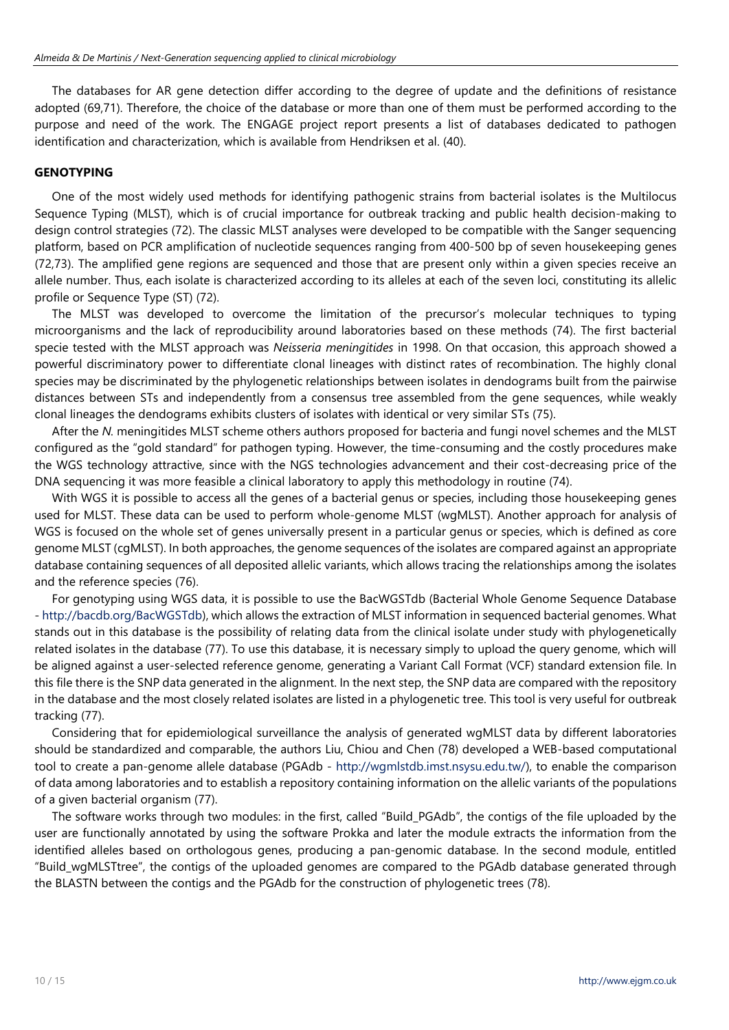The databases for AR gene detection differ according to the degree of update and the definitions of resistance adopted (69,71). Therefore, the choice of the database or more than one of them must be performed according to the purpose and need of the work. The ENGAGE project report presents a list of databases dedicated to pathogen identification and characterization, which is available from Hendriksen et al. (40).

## GENOTYPING

One of the most widely used methods for identifying pathogenic strains from bacterial isolates is the Multilocus Sequence Typing (MLST), which is of crucial importance for outbreak tracking and public health decision-making to design control strategies (72). The classic MLST analyses were developed to be compatible with the Sanger sequencing platform, based on PCR amplification of nucleotide sequences ranging from 400-500 bp of seven housekeeping genes (72,73). The amplified gene regions are sequenced and those that are present only within a given species receive an allele number. Thus, each isolate is characterized according to its alleles at each of the seven loci, constituting its allelic profile or Sequence Type (ST) (72).

The MLST was developed to overcome the limitation of the precursor's molecular techniques to typing microorganisms and the lack of reproducibility around laboratories based on these methods (74). The first bacterial specie tested with the MLST approach was *Neisseria meningitides* in 1998. On that occasion, this approach showed a powerful discriminatory power to differentiate clonal lineages with distinct rates of recombination. The highly clonal species may be discriminated by the phylogenetic relationships between isolates in dendograms built from the pairwise distances between STs and independently from a consensus tree assembled from the gene sequences, while weakly clonal lineages the dendograms exhibits clusters of isolates with identical or very similar STs (75).

After the *N.* meningitides MLST scheme others authors proposed for bacteria and fungi novel schemes and the MLST configured as the "gold standard" for pathogen typing. However, the time-consuming and the costly procedures make the WGS technology attractive, since with the NGS technologies advancement and their cost-decreasing price of the DNA sequencing it was more feasible a clinical laboratory to apply this methodology in routine (74).

With WGS it is possible to access all the genes of a bacterial genus or species, including those housekeeping genes used for MLST. These data can be used to perform whole-genome MLST (wgMLST). Another approach for analysis of WGS is focused on the whole set of genes universally present in a particular genus or species, which is defined as core genome MLST (cgMLST). In both approaches, the genome sequences of the isolates are compared against an appropriate database containing sequences of all deposited allelic variants, which allows tracing the relationships among the isolates and the reference species (76).

For genotyping using WGS data, it is possible to use the BacWGSTdb (Bacterial Whole Genome Sequence Database - http://bacdb.org/BacWGSTdb), which allows the extraction of MLST information in sequenced bacterial genomes. What stands out in this database is the possibility of relating data from the clinical isolate under study with phylogenetically related isolates in the database (77). To use this database, it is necessary simply to upload the query genome, which will be aligned against a user-selected reference genome, generating a Variant Call Format (VCF) standard extension file. In this file there is the SNP data generated in the alignment. In the next step, the SNP data are compared with the repository in the database and the most closely related isolates are listed in a phylogenetic tree. This tool is very useful for outbreak tracking (77).

Considering that for epidemiological surveillance the analysis of generated wgMLST data by different laboratories should be standardized and comparable, the authors Liu, Chiou and Chen (78) developed a WEB-based computational tool to create a pan-genome allele database (PGAdb - http://wgmlstdb.imst.nsysu.edu.tw/), to enable the comparison of data among laboratories and to establish a repository containing information on the allelic variants of the populations of a given bacterial organism (77).

The software works through two modules: in the first, called "Build_PGAdb", the contigs of the file uploaded by the user are functionally annotated by using the software Prokka and later the module extracts the information from the identified alleles based on orthologous genes, producing a pan-genomic database. In the second module, entitled "Build_wgMLSTtree", the contigs of the uploaded genomes are compared to the PGAdb database generated through the BLASTN between the contigs and the PGAdb for the construction of phylogenetic trees (78).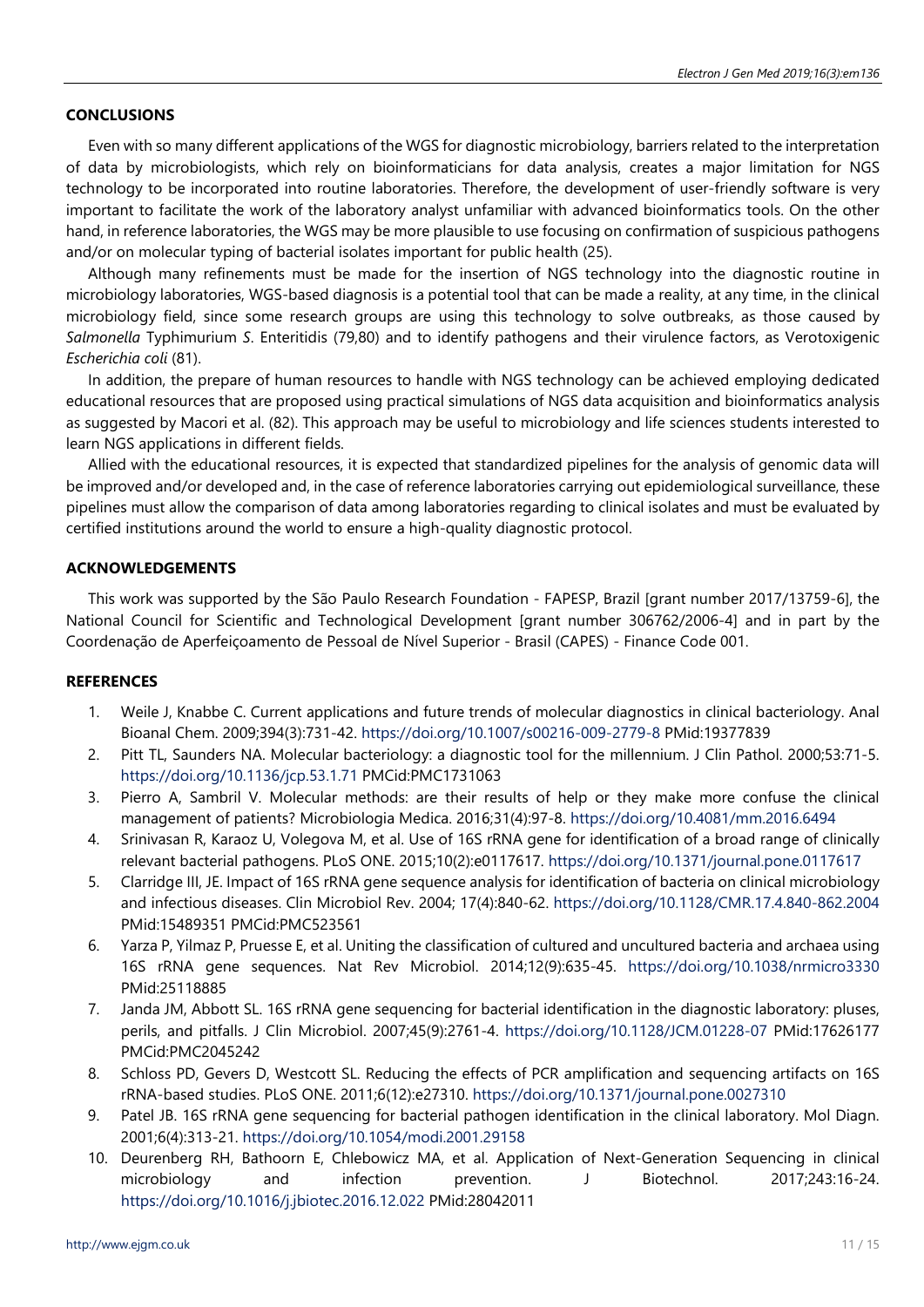## CONCLUSIONS

Even with so many different applications of the WGS for diagnostic microbiology, barriers related to the interpretation of data by microbiologists, which rely on bioinformaticians for data analysis, creates a major limitation for NGS technology to be incorporated into routine laboratories. Therefore, the development of user-friendly software is very important to facilitate the work of the laboratory analyst unfamiliar with advanced bioinformatics tools. On the other hand, in reference laboratories, the WGS may be more plausible to use focusing on confirmation of suspicious pathogens and/or on molecular typing of bacterial isolates important for public health (25).

Although many refinements must be made for the insertion of NGS technology into the diagnostic routine in microbiology laboratories, WGS-based diagnosis is a potential tool that can be made a reality, at any time, in the clinical microbiology field, since some research groups are using this technology to solve outbreaks, as those caused by *Salmonella* Typhimurium *S*. Enteritidis (79,80) and to identify pathogens and their virulence factors, as Verotoxigenic *Escherichia coli* (81).

In addition, the prepare of human resources to handle with NGS technology can be achieved employing dedicated educational resources that are proposed using practical simulations of NGS data acquisition and bioinformatics analysis as suggested by Macori et al. (82). This approach may be useful to microbiology and life sciences students interested to learn NGS applications in different fields.

Allied with the educational resources, it is expected that standardized pipelines for the analysis of genomic data will be improved and/or developed and, in the case of reference laboratories carrying out epidemiological surveillance, these pipelines must allow the comparison of data among laboratories regarding to clinical isolates and must be evaluated by certified institutions around the world to ensure a high-quality diagnostic protocol.

## ACKNOWLEDGEMENTS

This work was supported by the São Paulo Research Foundation - FAPESP, Brazil [grant number 2017/13759-6], the National Council for Scientific and Technological Development [grant number 306762/2006-4] and in part by the Coordenação de Aperfeiçoamento de Pessoal de Nível Superior - Brasil (CAPES) - Finance Code 001.

## REFERENCES

1. Weile J, Knabbe C. Current applications and future trends of molecular diagnostics in clinical bacteriology. Anal Bioanal Chem. 2009;394(3):731-42. https://doi.org/10.1007/s00216-009-2779-8 PMid:19377839
2. Pitt TL, Saunders NA. Molecular bacteriology: a diagnostic tool for the millennium. J Clin Pathol. 2000;53:71-5. https://doi.org/10.1136/jcp.53.1.71 PMCid:PMC1731063
3. Pierro A, Sambril V. Molecular methods: are their results of help or they make more confuse the clinical management of patients? Microbiologia Medica. 2016;31(4):97-8. https://doi.org/10.4081/mm.2016.6494
4. Srinivasan R, Karaoz U, Volegova M, et al. Use of 16S rRNA gene for identification of a broad range of clinically relevant bacterial pathogens. PLoS ONE. 2015;10(2):e0117617. https://doi.org/10.1371/journal.pone.0117617
5. Clarridge III, JE. Impact of 16S rRNA gene sequence analysis for identification of bacteria on clinical microbiology and infectious diseases. Clin Microbiol Rev. 2004; 17(4):840-62. https://doi.org/10.1128/CMR.17.4.840-862.2004 PMid:15489351 PMCid:PMC523561
6. Yarza P, Yilmaz P, Pruesse E, et al. Uniting the classification of cultured and uncultured bacteria and archaea using 16S rRNA gene sequences. Nat Rev Microbiol. 2014;12(9):635-45. https://doi.org/10.1038/nrmicro3330 PMid:25118885
7. Janda JM, Abbott SL. 16S rRNA gene sequencing for bacterial identification in the diagnostic laboratory: pluses, perils, and pitfalls. J Clin Microbiol. 2007;45(9):2761-4. https://doi.org/10.1128/JCM.01228-07 PMid:17626177 PMCid:PMC2045242
8. Schloss PD, Gevers D, Westcott SL. Reducing the effects of PCR amplification and sequencing artifacts on 16S rRNA-based studies. PLoS ONE. 2011;6(12):e27310. https://doi.org/10.1371/journal.pone.0027310
9. Patel JB. 16S rRNA gene sequencing for bacterial pathogen identification in the clinical laboratory. Mol Diagn. 2001;6(4):313-21. https://doi.org/10.1054/modi.2001.29158
10. Deurenberg RH, Bathoorn E, Chlebowicz MA, et al. Application of Next-Generation Sequencing in clinical microbiology and infection prevention. J Biotechnol. 2017;243:16-24. https://doi.org/10.1016/j.jbiotec.2016.12.022 PMid:28042011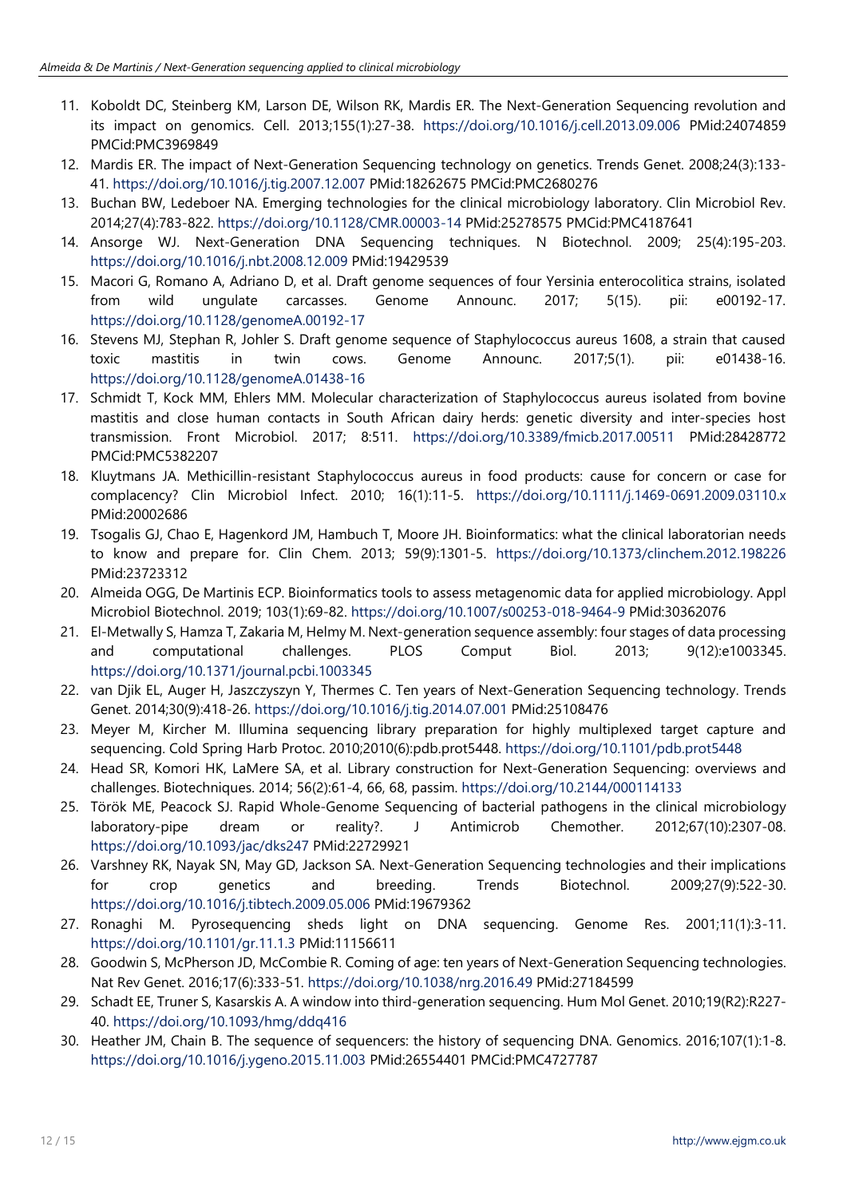11. Koboldt DC, Steinberg KM, Larson DE, Wilson RK, Mardis ER. The Next-Generation Sequencing revolution and its impact on genomics. Cell. 2013;155(1):27-38. https://doi.org/10.1016/j.cell.2013.09.006 PMid:24074859 PMCid:PMC3969849
12. Mardis ER. The impact of Next-Generation Sequencing technology on genetics. Trends Genet. 2008;24(3):133-41. https://doi.org/10.1016/j.tig.2007.12.007 PMid:18262675 PMCid:PMC2680276
13. Buchan BW, Ledeboer NA. Emerging technologies for the clinical microbiology laboratory. Clin Microbiol Rev. 2014;27(4):783-822. https://doi.org/10.1128/CMR.00003-14 PMid:25278575 PMCid:PMC4187641
14. Ansorge WJ. Next-Generation DNA Sequencing techniques. N Biotechnol. 2009; 25(4):195-203. https://doi.org/10.1016/j.nbt.2008.12.009 PMid:19429539
15. Macori G, Romano A, Adriano D, et al. Draft genome sequences of four Yersinia enterocolitica strains, isolated from wild ungulate carcasses. Genome Announc. 2017; 5(15). pii: e00192-17. https://doi.org/10.1128/genomeA.00192-17
16. Stevens MJ, Stephan R, Johler S. Draft genome sequence of Staphylococcus aureus 1608, a strain that caused toxic mastitis in twin cows. Genome Announc. 2017;5(1). pii: e01438-16. https://doi.org/10.1128/genomeA.01438-16
17. Schmidt T, Kock MM, Ehlers MM. Molecular characterization of Staphylococcus aureus isolated from bovine mastitis and close human contacts in South African dairy herds: genetic diversity and inter-species host transmission. Front Microbiol. 2017; 8:511. https://doi.org/10.3389/fmicb.2017.00511 PMid:28428772 PMCid:PMC5382207
18. Kluytmans JA. Methicillin-resistant Staphylococcus aureus in food products: cause for concern or case for complacency? Clin Microbiol Infect. 2010; 16(1):11-5. https://doi.org/10.1111/j.1469-0691.2009.03110.x PMid:20002686
19. Tsogalis GJ, Chao E, Hagenkord JM, Hambuch T, Moore JH. Bioinformatics: what the clinical laboratorian needs to know and prepare for. Clin Chem. 2013; 59(9):1301-5. https://doi.org/10.1373/clinchem.2012.198226 PMid:23723312
20. Almeida OGG, De Martinis ECP. Bioinformatics tools to assess metagenomic data for applied microbiology. Appl Microbiol Biotechnol. 2019; 103(1):69-82. https://doi.org/10.1007/s00253-018-9464-9 PMid:30362076
21. El-Metwally S, Hamza T, Zakaria M, Helmy M. Next-generation sequence assembly: four stages of data processing and computational challenges. PLOS Comput Biol. 2013; 9(12):e1003345. https://doi.org/10.1371/journal.pcbi.1003345
22. van Djik EL, Auger H, Jaszczyszyn Y, Thermes C. Ten years of Next-Generation Sequencing technology. Trends Genet. 2014;30(9):418-26. https://doi.org/10.1016/j.tig.2014.07.001 PMid:25108476
23. Meyer M, Kircher M. Illumina sequencing library preparation for highly multiplexed target capture and sequencing. Cold Spring Harb Protoc. 2010;2010(6):pdb.prot5448. https://doi.org/10.1101/pdb.prot5448
24. Head SR, Komori HK, LaMere SA, et al. Library construction for Next-Generation Sequencing: overviews and challenges. Biotechniques. 2014; 56(2):61-4, 66, 68, passim. https://doi.org/10.2144/000114133
25. Török ME, Peacock SJ. Rapid Whole-Genome Sequencing of bacterial pathogens in the clinical microbiology laboratory-pipe dream or reality?. J Antimicrob Chemother. 2012;67(10):2307-08. https://doi.org/10.1093/jac/dks247 PMid:22729921
26. Varshney RK, Nayak SN, May GD, Jackson SA. Next-Generation Sequencing technologies and their implications for crop genetics and breeding. Trends Biotechnol. 2009;27(9):522-30. https://doi.org/10.1016/j.tibtech.2009.05.006 PMid:19679362
27. Ronaghi M. Pyrosequencing sheds light on DNA sequencing. Genome Res. 2001;11(1):3-11. https://doi.org/10.1101/gr.11.1.3 PMid:11156611
28. Goodwin S, McPherson JD, McCombie R. Coming of age: ten years of Next-Generation Sequencing technologies. Nat Rev Genet. 2016;17(6):333-51. https://doi.org/10.1038/nrg.2016.49 PMid:27184599
29. Schadt EE, Truner S, Kasarskis A. A window into third-generation sequencing. Hum Mol Genet. 2010;19(R2):R227-40. https://doi.org/10.1093/hmg/ddq416
30. Heather JM, Chain B. The sequence of sequencers: the history of sequencing DNA. Genomics. 2016;107(1):1-8. https://doi.org/10.1016/j.ygeno.2015.11.003 PMid:26554401 PMCid:PMC4727787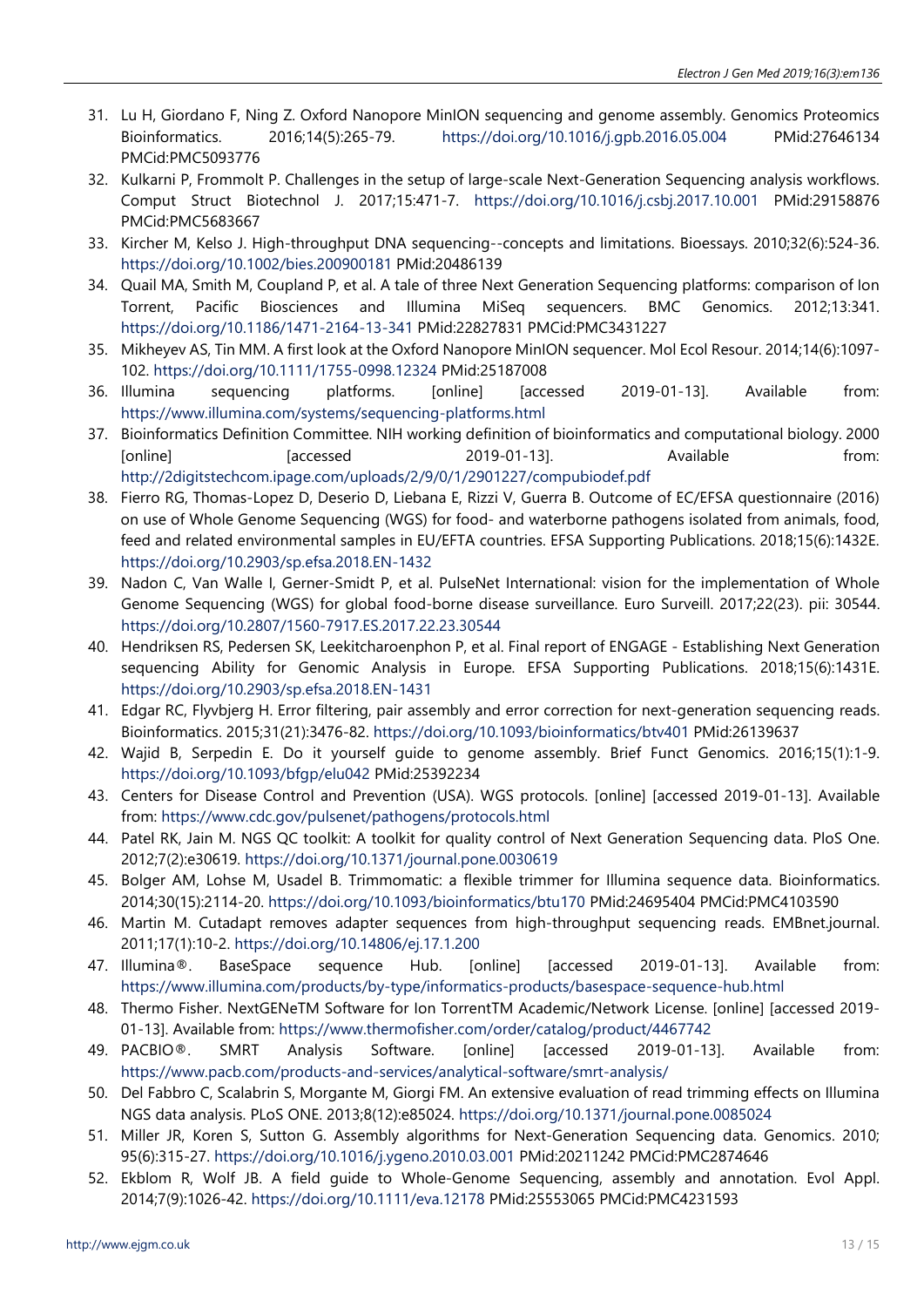31. Lu H, Giordano F, Ning Z. Oxford Nanopore MinION sequencing and genome assembly. Genomics Proteomics Bioinformatics. 2016;14(5):265-79. https://doi.org/10.1016/j.gpb.2016.05.004 PMid:27646134 PMCid:PMC5093776
32. Kulkarni P, Frommolt P. Challenges in the setup of large-scale Next-Generation Sequencing analysis workflows. Comput Struct Biotechnol J. 2017;15:471-7. https://doi.org/10.1016/j.csbj.2017.10.001 PMid:29158876 PMCid:PMC5683667
33. Kircher M, Kelso J. High-throughput DNA sequencing--concepts and limitations. Bioessays. 2010;32(6):524-36. https://doi.org/10.1002/bies.200900181 PMid:20486139
34. Quail MA, Smith M, Coupland P, et al. A tale of three Next Generation Sequencing platforms: comparison of Ion Torrent, Pacific Biosciences and Illumina MiSeq sequencers. BMC Genomics. 2012;13:341. https://doi.org/10.1186/1471-2164-13-341 PMid:22827831 PMCid:PMC3431227
35. Mikheyev AS, Tin MM. A first look at the Oxford Nanopore MinION sequencer. Mol Ecol Resour. 2014;14(6):1097-102. https://doi.org/10.1111/1755-0998.12324 PMid:25187008
36. Illumina sequencing platforms. [online] [accessed 2019-01-13]. Available from: https://www.illumina.com/systems/sequencing-platforms.html
37. Bioinformatics Definition Committee. NIH working definition of bioinformatics and computational biology. 2000 [online] [accessed 2019-01-13]. Available from: http://2digitstechcom.ipage.com/uploads/2/9/0/1/2901227/compubiodef.pdf
38. Fierro RG, Thomas-Lopez D, Deserio D, Liebana E, Rizzi V, Guerra B. Outcome of EC/EFSA questionnaire (2016) on use of Whole Genome Sequencing (WGS) for food- and waterborne pathogens isolated from animals, food, feed and related environmental samples in EU/EFTA countries. EFSA Supporting Publications. 2018;15(6):1432E. https://doi.org/10.2903/sp.efsa.2018.EN-1432
39. Nadon C, Van Walle I, Gerner-Smidt P, et al. PulseNet International: vision for the implementation of Whole Genome Sequencing (WGS) for global food-borne disease surveillance. Euro Surveill. 2017;22(23). pii: 30544. https://doi.org/10.2807/1560-7917.ES.2017.22.23.30544
40. Hendriksen RS, Pedersen SK, Leekitcharoenphon P, et al. Final report of ENGAGE - Establishing Next Generation sequencing Ability for Genomic Analysis in Europe. EFSA Supporting Publications. 2018;15(6):1431E. https://doi.org/10.2903/sp.efsa.2018.EN-1431
41. Edgar RC, Flyvbjerg H. Error filtering, pair assembly and error correction for next-generation sequencing reads. Bioinformatics. 2015;31(21):3476-82. https://doi.org/10.1093/bioinformatics/btv401 PMid:26139637
42. Wajid B, Serpedin E. Do it yourself guide to genome assembly. Brief Funct Genomics. 2016;15(1):1-9. https://doi.org/10.1093/bfgp/elu042 PMid:25392234
43. Centers for Disease Control and Prevention (USA). WGS protocols. [online] [accessed 2019-01-13]. Available from: https://www.cdc.gov/pulsenet/pathogens/protocols.html
44. Patel RK, Jain M. NGS QC toolkit: A toolkit for quality control of Next Generation Sequencing data. PloS One. 2012;7(2):e30619. https://doi.org/10.1371/journal.pone.0030619
45. Bolger AM, Lohse M, Usadel B. Trimmomatic: a flexible trimmer for Illumina sequence data. Bioinformatics. 2014;30(15):2114-20. https://doi.org/10.1093/bioinformatics/btu170 PMid:24695404 PMCid:PMC4103590
46. Martin M. Cutadapt removes adapter sequences from high-throughput sequencing reads. EMBnet.journal. 2011;17(1):10-2. https://doi.org/10.14806/ej.17.1.200
47. Illumina®. BaseSpace sequence Hub. [online] [accessed 2019-01-13]. Available from: https://www.illumina.com/products/by-type/informatics-products/basespace-sequence-hub.html
48. Thermo Fisher. NextGENeTM Software for Ion TorrentTM Academic/Network License. [online] [accessed 2019-01-13]. Available from: https://www.thermofisher.com/order/catalog/product/4467742
49. PACBIO®. SMRT Analysis Software. [online] [accessed 2019-01-13]. Available from: https://www.pacb.com/products-and-services/analytical-software/smrt-analysis/
50. Del Fabbro C, Scalabrin S, Morgante M, Giorgi FM. An extensive evaluation of read trimming effects on Illumina NGS data analysis. PLoS ONE. 2013;8(12):e85024. https://doi.org/10.1371/journal.pone.0085024
51. Miller JR, Koren S, Sutton G. Assembly algorithms for Next-Generation Sequencing data. Genomics. 2010; 95(6):315-27. https://doi.org/10.1016/j.ygeno.2010.03.001 PMid:20211242 PMCid:PMC2874646
52. Ekblom R, Wolf JB. A field guide to Whole-Genome Sequencing, assembly and annotation. Evol Appl. 2014;7(9):1026-42. https://doi.org/10.1111/eva.12178 PMid:25553065 PMCid:PMC4231593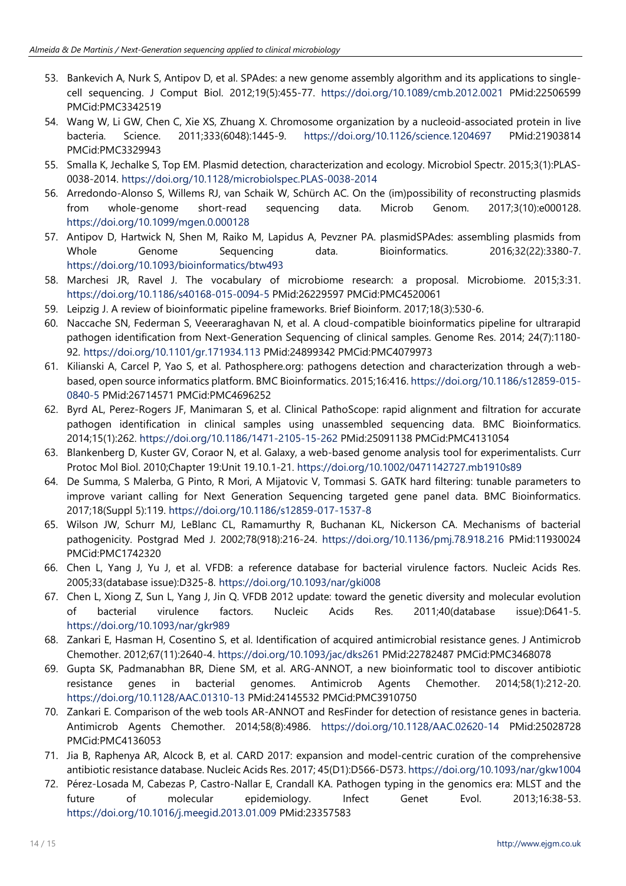53. Bankevich A, Nurk S, Antipov D, et al. SPAdes: a new genome assembly algorithm and its applications to single-cell sequencing. J Comput Biol. 2012;19(5):455-77. https://doi.org/10.1089/cmb.2012.0021 PMid:22506599 PMCid:PMC3342519
54. Wang W, Li GW, Chen C, Xie XS, Zhuang X. Chromosome organization by a nucleoid-associated protein in live bacteria. Science. 2011;333(6048):1445-9. https://doi.org/10.1126/science.1204697 PMid:21903814 PMCid:PMC3329943
55. Smalla K, Jechalke S, Top EM. Plasmid detection, characterization and ecology. Microbiol Spectr. 2015;3(1):PLAS-0038-2014. https://doi.org/10.1128/microbiolspec.PLAS-0038-2014
56. Arredondo-Alonso S, Willems RJ, van Schaik W, Schürch AC. On the (im)possibility of reconstructing plasmids from whole-genome short-read sequencing data. Microb Genom. 2017;3(10):e000128. https://doi.org/10.1099/mgen.0.000128
57. Antipov D, Hartwick N, Shen M, Raiko M, Lapidus A, Pevzner PA. plasmidSPAdes: assembling plasmids from Whole Genome Sequencing data. Bioinformatics. 2016;32(22):3380-7. https://doi.org/10.1093/bioinformatics/btw493
58. Marchesi JR, Ravel J. The vocabulary of microbiome research: a proposal. Microbiome. 2015;3:31. https://doi.org/10.1186/s40168-015-0094-5 PMid:26229597 PMCid:PMC4520061
59. Leipzig J. A review of bioinformatic pipeline frameworks. Brief Bioinform. 2017;18(3):530-6.
60. Naccache SN, Federman S, Veeeraraghavan N, et al. A cloud-compatible bioinformatics pipeline for ultrarapid pathogen identification from Next-Generation Sequencing of clinical samples. Genome Res. 2014; 24(7):1180-92. https://doi.org/10.1101/gr.171934.113 PMid:24899342 PMCid:PMC4079973
61. Kilianski A, Carcel P, Yao S, et al. Pathosphere.org: pathogens detection and characterization through a web-based, open source informatics platform. BMC Bioinformatics. 2015;16:416. https://doi.org/10.1186/s12859-015-0840-5 PMid:26714571 PMCid:PMC4696252
62. Byrd AL, Perez-Rogers JF, Manimaran S, et al. Clinical PathoScope: rapid alignment and filtration for accurate pathogen identification in clinical samples using unassembled sequencing data. BMC Bioinformatics. 2014;15(1):262. https://doi.org/10.1186/1471-2105-15-262 PMid:25091138 PMCid:PMC4131054
63. Blankenberg D, Kuster GV, Coraor N, et al. Galaxy, a web-based genome analysis tool for experimentalists. Curr Protoc Mol Biol. 2010;Chapter 19:Unit 19.10.1-21. https://doi.org/10.1002/0471142727.mb1910s89
64. De Summa, S Malerba, G Pinto, R Mori, A Mijatovic V, Tommasi S. GATK hard filtering: tunable parameters to improve variant calling for Next Generation Sequencing targeted gene panel data. BMC Bioinformatics. 2017;18(Suppl 5):119. https://doi.org/10.1186/s12859-017-1537-8
65. Wilson JW, Schurr MJ, LeBlanc CL, Ramamurthy R, Buchanan KL, Nickerson CA. Mechanisms of bacterial pathogenicity. Postgrad Med J. 2002;78(918):216-24. https://doi.org/10.1136/pmj.78.918.216 PMid:11930024 PMCid:PMC1742320
66. Chen L, Yang J, Yu J, et al. VFDB: a reference database for bacterial virulence factors. Nucleic Acids Res. 2005;33(database issue):D325-8. https://doi.org/10.1093/nar/gki008
67. Chen L, Xiong Z, Sun L, Yang J, Jin Q. VFDB 2012 update: toward the genetic diversity and molecular evolution of bacterial virulence factors. Nucleic Acids Res. 2011;40(database issue):D641-5. https://doi.org/10.1093/nar/gkr989
68. Zankari E, Hasman H, Cosentino S, et al. Identification of acquired antimicrobial resistance genes. J Antimicrob Chemother. 2012;67(11):2640-4. https://doi.org/10.1093/jac/dks261 PMid:22782487 PMCid:PMC3468078
69. Gupta SK, Padmanabhan BR, Diene SM, et al. ARG-ANNOT, a new bioinformatic tool to discover antibiotic resistance genes in bacterial genomes. Antimicrob Agents Chemother. 2014;58(1):212-20. https://doi.org/10.1128/AAC.01310-13 PMid:24145532 PMCid:PMC3910750
70. Zankari E. Comparison of the web tools AR-ANNOT and ResFinder for detection of resistance genes in bacteria. Antimicrob Agents Chemother. 2014;58(8):4986. https://doi.org/10.1128/AAC.02620-14 PMid:25028728 PMCid:PMC4136053
71. Jia B, Raphenya AR, Alcock B, et al. CARD 2017: expansion and model-centric curation of the comprehensive antibiotic resistance database. Nucleic Acids Res. 2017; 45(D1):D566-D573. https://doi.org/10.1093/nar/gkw1004
72. Pérez-Losada M, Cabezas P, Castro-Nallar E, Crandall KA. Pathogen typing in the genomics era: MLST and the future of molecular epidemiology. Infect Genet Evol. 2013;16:38-53. https://doi.org/10.1016/j.meegid.2013.01.009 PMid:23357583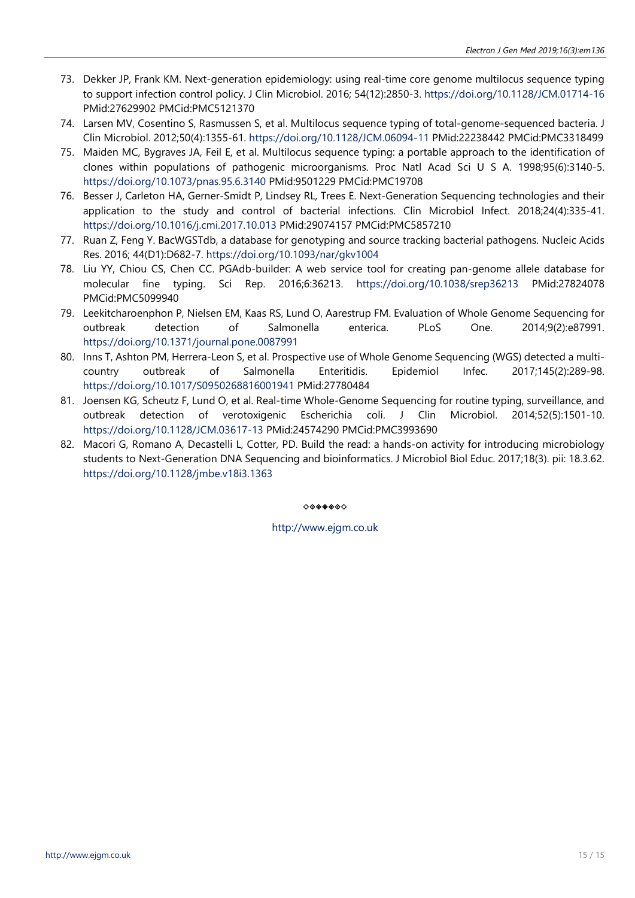73. Dekker JP, Frank KM. Next-generation epidemiology: using real-time core genome multilocus sequence typing to support infection control policy. J Clin Microbiol. 2016; 54(12):2850-3. https://doi.org/10.1128/JCM.01714-16 PMid:27629902 PMCid:PMC5121370
74. Larsen MV, Cosentino S, Rasmussen S, et al. Multilocus sequence typing of total-genome-sequenced bacteria. J Clin Microbiol. 2012;50(4):1355-61. https://doi.org/10.1128/JCM.06094-11 PMid:22238442 PMCid:PMC3318499
75. Maiden MC, Bygraves JA, Feil E, et al. Multilocus sequence typing: a portable approach to the identification of clones within populations of pathogenic microorganisms. Proc Natl Acad Sci U S A. 1998;95(6):3140-5. https://doi.org/10.1073/pnas.95.6.3140 PMid:9501229 PMCid:PMC19708
76. Besser J, Carleton HA, Gerner-Smidt P, Lindsey RL, Trees E. Next-Generation Sequencing technologies and their application to the study and control of bacterial infections. Clin Microbiol Infect. 2018;24(4):335-41. https://doi.org/10.1016/j.cmi.2017.10.013 PMid:29074157 PMCid:PMC5857210
77. Ruan Z, Feng Y. BacWGSTdb, a database for genotyping and source tracking bacterial pathogens. Nucleic Acids Res. 2016; 44(D1):D682-7. https://doi.org/10.1093/nar/gkv1004
78. Liu YY, Chiou CS, Chen CC. PGAdb-builder: A web service tool for creating pan-genome allele database for molecular fine typing. Sci Rep. 2016;6:36213. https://doi.org/10.1038/srep36213 PMid:27824078 PMCid:PMC5099940
79. Leekitcharoenphon P, Nielsen EM, Kaas RS, Lund O, Aarestrup FM. Evaluation of Whole Genome Sequencing for outbreak detection of Salmonella enterica. PLoS One. 2014;9(2):e87991. https://doi.org/10.1371/journal.pone.0087991
80. Inns T, Ashton PM, Herrera-Leon S, et al. Prospective use of Whole Genome Sequencing (WGS) detected a multi-country outbreak of Salmonella Enteritidis. Epidemiol Infec. 2017;145(2):289-98. https://doi.org/10.1017/S0950268816001941 PMid:27780484
81. Joensen KG, Scheutz F, Lund O, et al. Real-time Whole-Genome Sequencing for routine typing, surveillance, and outbreak detection of verotoxigenic Escherichia coli. J Clin Microbiol. 2014;52(5):1501-10. https://doi.org/10.1128/JCM.03617-13 PMid:24574290 PMCid:PMC3993690
82. Macori G, Romano A, Decastelli L, Cotter, PD. Build the read: a hands-on activity for introducing microbiology students to Next-Generation DNA Sequencing and bioinformatics. J Microbiol Biol Educ. 2017;18(3). pii: 18.3.62. https://doi.org/10.1128/jmbe.v18i3.1363

◇◈◈◆◈◈◇

http://www.ejgm.co.uk